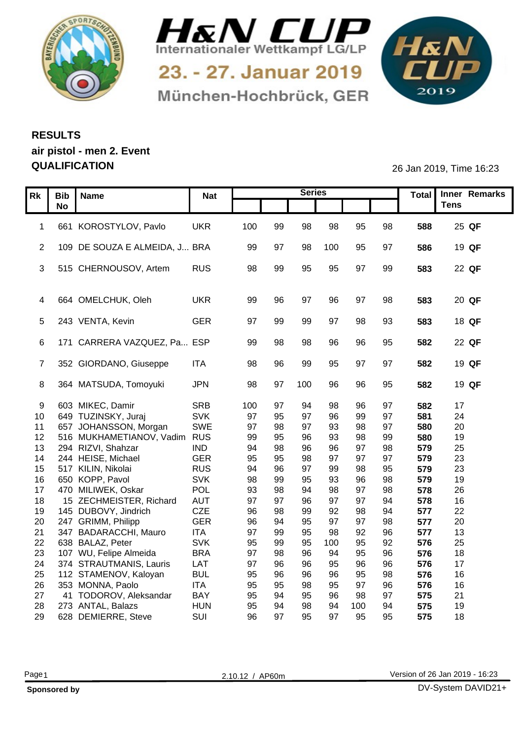# H&N CUP

Internationaler Wettkampf LG/LP

23. - 27. Januar 2019

München-Hochbrück, GER

## RESULTS
## air pistol - men 2. Event
## QUALIFICATION

26 Jan 2019, Time 16:23

| Rk | Bib No | Name | Nat | Series | | | | | | Total | Inner Tens | Remarks |
|---|---|---|---|---|---|---|---|---|---|---|---|---|
| 1 | 661 | KOROSTYLOV, Pavlo | UKR | 100 | 99 | 98 | 98 | 95 | 98 | **588** | 25 | **QF** |
| 2 | 109 | DE SOUZA E ALMEIDA, J... | BRA | 99 | 97 | 98 | 100 | 95 | 97 | **586** | 19 | **QF** |
| 3 | 515 | CHERNOUSOV, Artem | RUS | 98 | 99 | 95 | 95 | 97 | 99 | **583** | 22 | **QF** |
| 4 | 664 | OMELCHUK, Oleh | UKR | 99 | 96 | 97 | 96 | 97 | 98 | **583** | 20 | **QF** |
| 5 | 243 | VENTA, Kevin | GER | 97 | 99 | 99 | 97 | 98 | 93 | **583** | 18 | **QF** |
| 6 | 171 | CARRERA VAZQUEZ, Pa... | ESP | 99 | 98 | 98 | 96 | 96 | 95 | **582** | 22 | **QF** |
| 7 | 352 | GIORDANO, Giuseppe | ITA | 98 | 96 | 99 | 95 | 97 | 97 | **582** | 19 | **QF** |
| 8 | 364 | MATSUDA, Tomoyuki | JPN | 98 | 97 | 100 | 96 | 96 | 95 | **582** | 19 | **QF** |
| 9 | 603 | MIKEC, Damir | SRB | 100 | 97 | 94 | 98 | 96 | 97 | **582** | 17 | |
| 10 | 649 | TUZINSKY, Juraj | SVK | 97 | 95 | 97 | 96 | 99 | 97 | **581** | 24 | |
| 11 | 657 | JOHANSSON, Morgan | SWE | 97 | 98 | 97 | 93 | 98 | 97 | **580** | 20 | |
| 12 | 516 | MUKHAMETIANOV, Vadim | RUS | 99 | 95 | 96 | 93 | 98 | 99 | **580** | 19 | |
| 13 | 294 | RIZVI, Shahzar | IND | 94 | 98 | 96 | 96 | 97 | 98 | **579** | 25 | |
| 14 | 244 | HEISE, Michael | GER | 95 | 95 | 98 | 97 | 97 | 97 | **579** | 23 | |
| 15 | 517 | KILIN, Nikolai | RUS | 94 | 96 | 97 | 99 | 98 | 95 | **579** | 23 | |
| 16 | 650 | KOPP, Pavol | SVK | 98 | 99 | 95 | 93 | 96 | 98 | **579** | 19 | |
| 17 | 470 | MILIWEK, Oskar | POL | 93 | 98 | 94 | 98 | 97 | 98 | **578** | 26 | |
| 18 | 15 | ZECHMEISTER, Richard | AUT | 97 | 97 | 96 | 97 | 97 | 94 | **578** | 16 | |
| 19 | 145 | DUBOVY, Jindrich | CZE | 96 | 98 | 99 | 92 | 98 | 94 | **577** | 22 | |
| 20 | 247 | GRIMM, Philipp | GER | 96 | 94 | 95 | 97 | 97 | 98 | **577** | 20 | |
| 21 | 347 | BADARACCHI, Mauro | ITA | 97 | 99 | 95 | 98 | 92 | 96 | **577** | 13 | |
| 22 | 638 | BALAZ, Peter | SVK | 95 | 99 | 95 | 100 | 95 | 92 | **576** | 25 | |
| 23 | 107 | WU, Felipe Almeida | BRA | 97 | 98 | 96 | 94 | 95 | 96 | **576** | 18 | |
| 24 | 374 | STRAUTMANIS, Lauris | LAT | 97 | 96 | 96 | 95 | 96 | 96 | **576** | 17 | |
| 25 | 112 | STAMENOV, Kaloyan | BUL | 95 | 96 | 96 | 96 | 95 | 98 | **576** | 16 | |
| 26 | 353 | MONNA, Paolo | ITA | 95 | 95 | 98 | 95 | 97 | 96 | **576** | 16 | |
| 27 | 41 | TODOROV, Aleksandar | BAY | 95 | 94 | 95 | 96 | 98 | 97 | **575** | 21 | |
| 28 | 273 | ANTAL, Balazs | HUN | 95 | 94 | 98 | 94 | 100 | 94 | **575** | 19 | |
| 29 | 628 | DEMIERRE, Steve | SUI | 96 | 97 | 95 | 97 | 95 | 95 | **575** | 18 | |

2.10.12 / AP60m

Version of 26 Jan 2019 - 16:23

**Sponsored by**

DV-System DAVID21+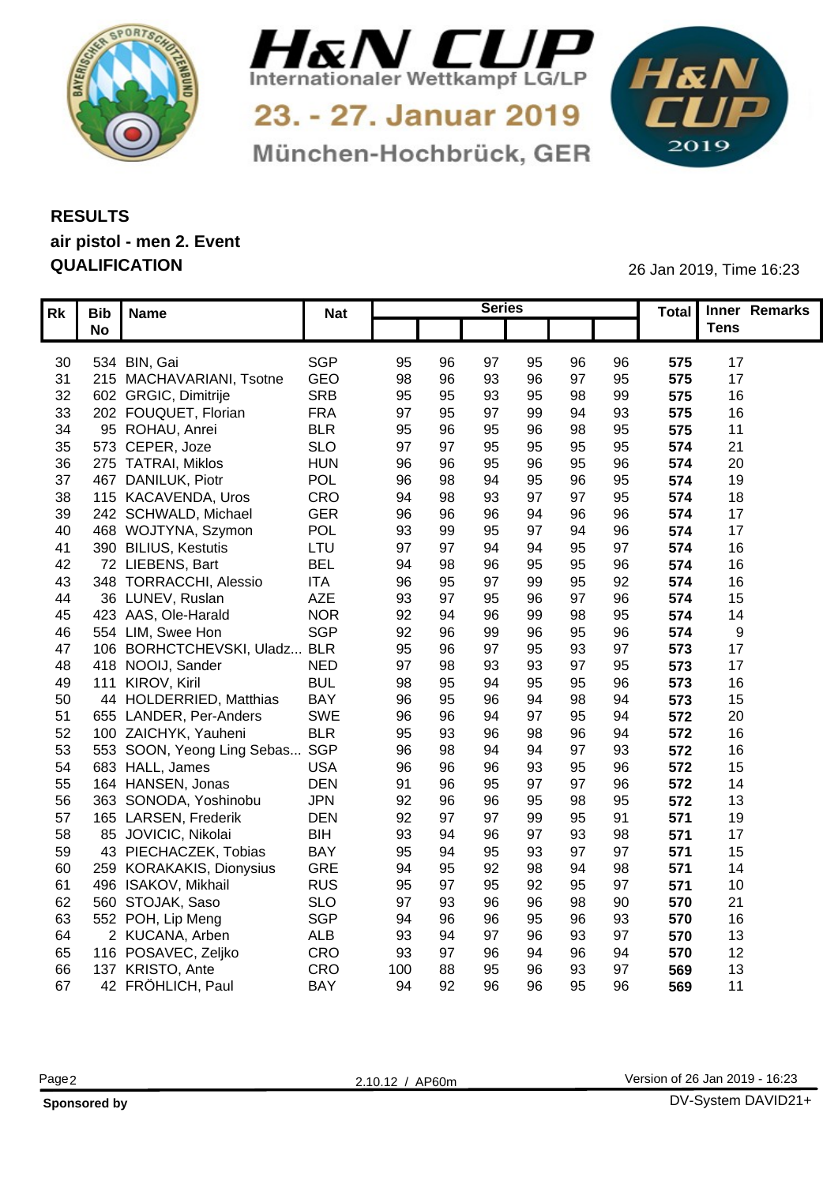# H&N CUP

Internationaler Wettkampf LG/LP

23. - 27. Januar 2019

München-Hochbrück, GER

## RESULTS
## air pistol - men 2. Event
## QUALIFICATION

26 Jan 2019, Time 16:23

| Rk | Bib No | Name | Nat | Series | | | | | | Total | Inner Tens | Remarks |
|---|---|---|---|---|---|---|---|---|---|---|---|---|
| 30 | 534 | BIN, Gai | SGP | 95 | 96 | 97 | 95 | 96 | 96 | **575** | 17 | |
| 31 | 215 | MACHAVARIANI, Tsotne | GEO | 98 | 96 | 93 | 96 | 97 | 95 | **575** | 17 | |
| 32 | 602 | GRGIC, Dimitrije | SRB | 95 | 95 | 93 | 95 | 98 | 99 | **575** | 16 | |
| 33 | 202 | FOUQUET, Florian | FRA | 97 | 95 | 97 | 99 | 94 | 93 | **575** | 16 | |
| 34 | 95 | ROHAU, Anrei | BLR | 95 | 96 | 95 | 96 | 98 | 95 | **575** | 11 | |
| 35 | 573 | CEPER, Joze | SLO | 97 | 97 | 95 | 95 | 95 | 95 | **574** | 21 | |
| 36 | 275 | TATRAI, Miklos | HUN | 96 | 96 | 95 | 96 | 95 | 96 | **574** | 20 | |
| 37 | 467 | DANILUK, Piotr | POL | 96 | 98 | 94 | 95 | 96 | 95 | **574** | 19 | |
| 38 | 115 | KACAVENDA, Uros | CRO | 94 | 98 | 93 | 97 | 97 | 95 | **574** | 18 | |
| 39 | 242 | SCHWALD, Michael | GER | 96 | 96 | 96 | 94 | 96 | 96 | **574** | 17 | |
| 40 | 468 | WOJTYNA, Szymon | POL | 93 | 99 | 95 | 97 | 94 | 96 | **574** | 17 | |
| 41 | 390 | BILIUS, Kestutis | LTU | 97 | 97 | 94 | 94 | 95 | 97 | **574** | 16 | |
| 42 | 72 | LIEBENS, Bart | BEL | 94 | 98 | 96 | 95 | 95 | 96 | **574** | 16 | |
| 43 | 348 | TORRACCHI, Alessio | ITA | 96 | 95 | 97 | 99 | 95 | 92 | **574** | 16 | |
| 44 | 36 | LUNEV, Ruslan | AZE | 93 | 97 | 95 | 96 | 97 | 96 | **574** | 15 | |
| 45 | 423 | AAS, Ole-Harald | NOR | 92 | 94 | 96 | 99 | 98 | 95 | **574** | 14 | |
| 46 | 554 | LIM, Swee Hon | SGP | 92 | 96 | 99 | 96 | 95 | 96 | **574** | 9 | |
| 47 | 106 | BORHTCHEVSKI, Uladz... | BLR | 95 | 96 | 97 | 95 | 93 | 97 | **573** | 17 | |
| 48 | 418 | NOOIJ, Sander | NED | 97 | 98 | 93 | 93 | 97 | 95 | **573** | 17 | |
| 49 | 111 | KIROV, Kiril | BUL | 98 | 95 | 94 | 95 | 95 | 96 | **573** | 16 | |
| 50 | 44 | HOLDERRIED, Matthias | BAY | 96 | 95 | 96 | 94 | 98 | 94 | **573** | 15 | |
| 51 | 655 | LANDER, Per-Anders | SWE | 96 | 96 | 94 | 97 | 95 | 94 | **572** | 20 | |
| 52 | 100 | ZAICHYK, Yauheni | BLR | 95 | 93 | 96 | 98 | 96 | 94 | **572** | 16 | |
| 53 | 553 | SOON, Yeong Ling Sebas... | SGP | 96 | 98 | 94 | 94 | 97 | 93 | **572** | 16 | |
| 54 | 683 | HALL, James | USA | 96 | 96 | 96 | 93 | 95 | 96 | **572** | 15 | |
| 55 | 164 | HANSEN, Jonas | DEN | 91 | 96 | 95 | 97 | 97 | 96 | **572** | 14 | |
| 56 | 363 | SONODA, Yoshinobu | JPN | 92 | 96 | 96 | 95 | 98 | 95 | **572** | 13 | |
| 57 | 165 | LARSEN, Frederik | DEN | 92 | 97 | 97 | 99 | 95 | 91 | **571** | 19 | |
| 58 | 85 | JOVICIC, Nikolai | BIH | 93 | 94 | 96 | 97 | 93 | 98 | **571** | 17 | |
| 59 | 43 | PIECHACZEK, Tobias | BAY | 95 | 94 | 95 | 93 | 97 | 97 | **571** | 15 | |
| 60 | 259 | KORAKAKIS, Dionysius | GRE | 94 | 95 | 92 | 98 | 94 | 98 | **571** | 14 | |
| 61 | 496 | ISAKOV, Mikhail | RUS | 95 | 97 | 95 | 92 | 95 | 97 | **571** | 10 | |
| 62 | 560 | STOJAK, Saso | SLO | 97 | 93 | 96 | 96 | 98 | 90 | **570** | 21 | |
| 63 | 552 | POH, Lip Meng | SGP | 94 | 96 | 96 | 95 | 96 | 93 | **570** | 16 | |
| 64 | 2 | KUCANA, Arben | ALB | 93 | 94 | 97 | 96 | 93 | 97 | **570** | 13 | |
| 65 | 116 | POSAVEC, Zeljko | CRO | 93 | 97 | 96 | 94 | 96 | 94 | **570** | 12 | |
| 66 | 137 | KRISTO, Ante | CRO | 100 | 88 | 95 | 96 | 93 | 97 | **569** | 13 | |
| 67 | 42 | FRÖHLICH, Paul | BAY | 94 | 92 | 96 | 96 | 95 | 96 | **569** | 11 | |

2.10.12 / AP60m

Version of 26 Jan 2019 - 16:23

**Sponsored by**

DV-System DAVID21+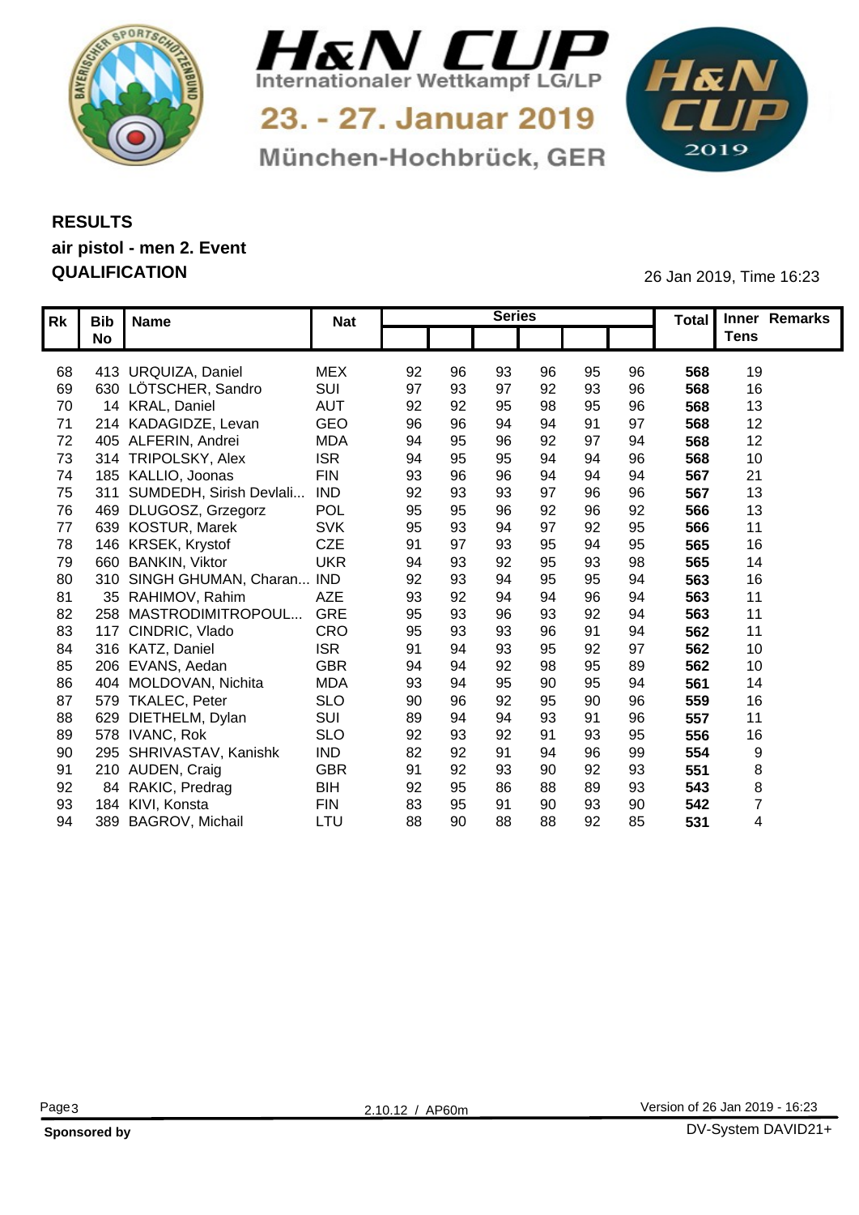# H&N CUP

Internationaler Wettkampf LG/LP

23. - 27. Januar 2019

München-Hochbrück, GER

## RESULTS
## air pistol - men 2. Event
## QUALIFICATION

26 Jan 2019, Time 16:23

| Rk | Bib No | Name | Nat | Series | | | | | | Total | Inner Tens | Remarks |
|---|---|---|---|---|---|---|---|---|---|---|---|---|
| 68 | 413 | URQUIZA, Daniel | MEX | 92 | 96 | 93 | 96 | 95 | 96 | **568** | 19 | |
| 69 | 630 | LÖTSCHER, Sandro | SUI | 97 | 93 | 97 | 92 | 93 | 96 | **568** | 16 | |
| 70 | 14 | KRAL, Daniel | AUT | 92 | 92 | 95 | 98 | 95 | 96 | **568** | 13 | |
| 71 | 214 | KADAGIDZE, Levan | GEO | 96 | 96 | 94 | 94 | 91 | 97 | **568** | 12 | |
| 72 | 405 | ALFERIN, Andrei | MDA | 94 | 95 | 96 | 92 | 97 | 94 | **568** | 12 | |
| 73 | 314 | TRIPOLSKY, Alex | ISR | 94 | 95 | 95 | 94 | 94 | 96 | **568** | 10 | |
| 74 | 185 | KALLIO, Joonas | FIN | 93 | 96 | 96 | 94 | 94 | 94 | **567** | 21 | |
| 75 | 311 | SUMDEDH, Sirish Devlali... | IND | 92 | 93 | 93 | 97 | 96 | 96 | **567** | 13 | |
| 76 | 469 | DLUGOSZ, Grzegorz | POL | 95 | 95 | 96 | 92 | 96 | 92 | **566** | 13 | |
| 77 | 639 | KOSTUR, Marek | SVK | 95 | 93 | 94 | 97 | 92 | 95 | **566** | 11 | |
| 78 | 146 | KRSEK, Krystof | CZE | 91 | 97 | 93 | 95 | 94 | 95 | **565** | 16 | |
| 79 | 660 | BANKIN, Viktor | UKR | 94 | 93 | 92 | 95 | 93 | 98 | **565** | 14 | |
| 80 | 310 | SINGH GHUMAN, Charan... | IND | 92 | 93 | 94 | 95 | 95 | 94 | **563** | 16 | |
| 81 | 35 | RAHIMOV, Rahim | AZE | 93 | 92 | 94 | 94 | 96 | 94 | **563** | 11 | |
| 82 | 258 | MASTRODIMITROPOUL... | GRE | 95 | 93 | 96 | 93 | 92 | 94 | **563** | 11 | |
| 83 | 117 | CINDRIC, Vlado | CRO | 95 | 93 | 93 | 96 | 91 | 94 | **562** | 11 | |
| 84 | 316 | KATZ, Daniel | ISR | 91 | 94 | 93 | 95 | 92 | 97 | **562** | 10 | |
| 85 | 206 | EVANS, Aedan | GBR | 94 | 94 | 92 | 98 | 95 | 89 | **562** | 10 | |
| 86 | 404 | MOLDOVAN, Nichita | MDA | 93 | 94 | 95 | 90 | 95 | 94 | **561** | 14 | |
| 87 | 579 | TKALEC, Peter | SLO | 90 | 96 | 92 | 95 | 90 | 96 | **559** | 16 | |
| 88 | 629 | DIETHELM, Dylan | SUI | 89 | 94 | 94 | 93 | 91 | 96 | **557** | 11 | |
| 89 | 578 | IVANC, Rok | SLO | 92 | 93 | 92 | 91 | 93 | 95 | **556** | 16 | |
| 90 | 295 | SHRIVASTAV, Kanishk | IND | 82 | 92 | 91 | 94 | 96 | 99 | **554** | 9 | |
| 91 | 210 | AUDEN, Craig | GBR | 91 | 92 | 93 | 90 | 92 | 93 | **551** | 8 | |
| 92 | 84 | RAKIC, Predrag | BIH | 92 | 95 | 86 | 88 | 89 | 93 | **543** | 8 | |
| 93 | 184 | KIVI, Konsta | FIN | 83 | 95 | 91 | 90 | 93 | 90 | **542** | 7 | |
| 94 | 389 | BAGROV, Michail | LTU | 88 | 90 | 88 | 88 | 92 | 85 | **531** | 4 | |

2.10.12 / AP60m

Version of 26 Jan 2019 - 16:23

**Sponsored by**

DV-System DAVID21+